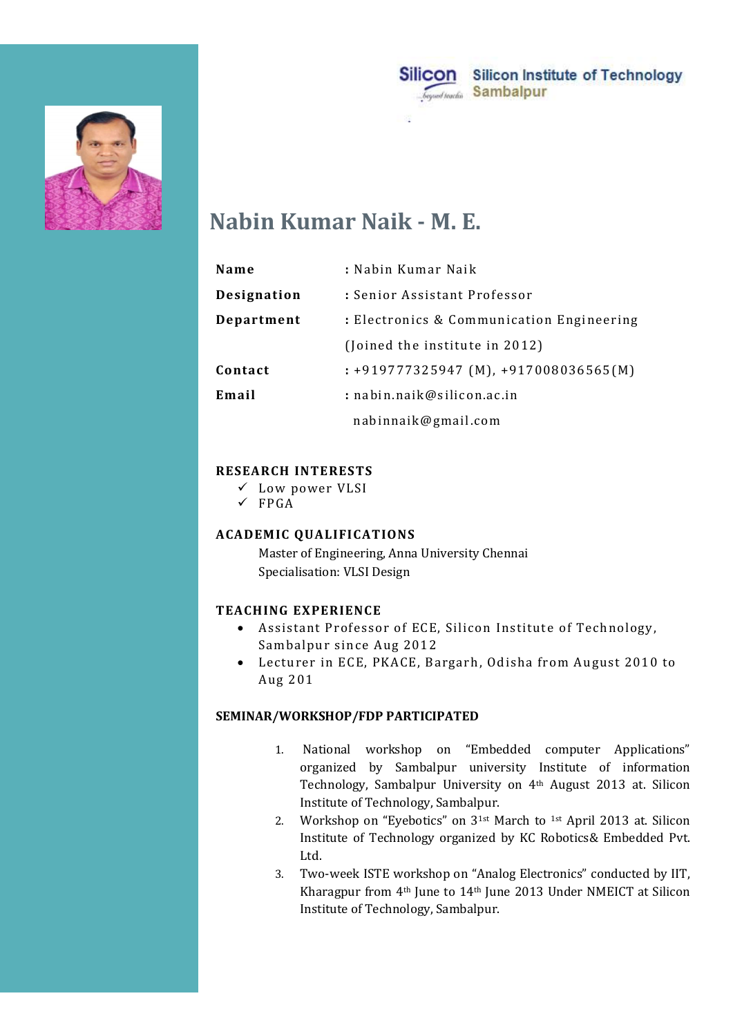Silicon Institute of Technology
Sambalpur

# Nabin Kumar Naik - M. E.

| | |
|---|---|
| **Name** | : Nabin Kumar Naik |
| **Designation** | : Senior Assistant Professor |
| **Department** | : Electronics & Communication Engineering |
| | (Joined the institute in 2012) |
| **Contact** | : +919777325947 (M), +917008036565(M) |
| **Email** | : nabin.naik@silicon.ac.in |
| | nabinnaik@gmail.com |

## RESEARCH INTERESTS

- ✓ Low power VLSI
- ✓ FPGA

## ACADEMIC QUALIFICATIONS

Master of Engineering, Anna University Chennai
Specialisation: VLSI Design

## TEACHING EXPERIENCE

- Assistant Professor of ECE, Silicon Institute of Technology, Sambalpur since Aug 2012
- Lecturer in ECE, PKACE, Bargarh, Odisha from August 2010 to Aug 201

## SEMINAR/WORKSHOP/FDP PARTICIPATED

1. National workshop on "Embedded computer Applications" organized by Sambalpur university Institute of information Technology, Sambalpur University on 4th August 2013 at. Silicon Institute of Technology, Sambalpur.
2. Workshop on "Eyebotics" on 31st March to 1st April 2013 at. Silicon Institute of Technology organized by KC Robotics& Embedded Pvt. Ltd.
3. Two-week ISTE workshop on "Analog Electronics" conducted by IIT, Kharagpur from 4th June to 14th June 2013 Under NMEICT at Silicon Institute of Technology, Sambalpur.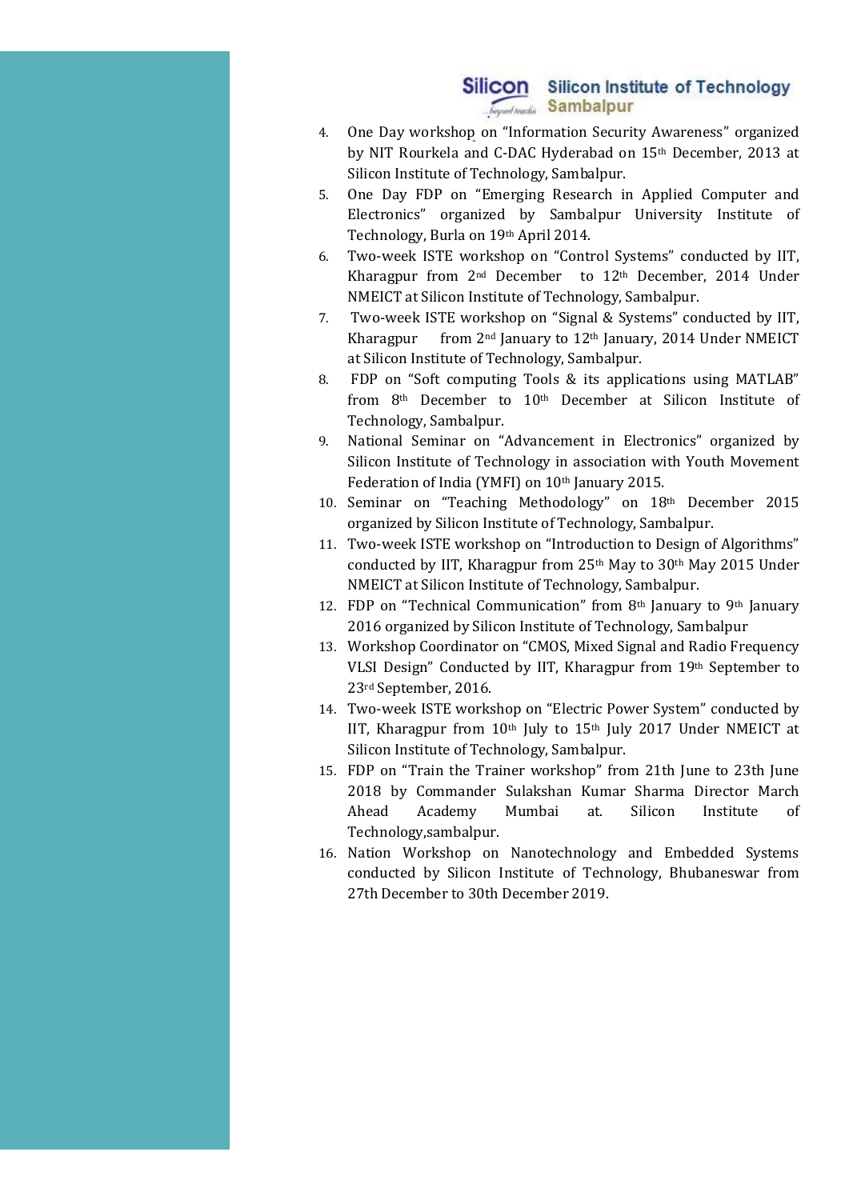4. One Day workshop on "Information Security Awareness" organized by NIT Rourkela and C-DAC Hyderabad on 15th December, 2013 at Silicon Institute of Technology, Sambalpur.
5. One Day FDP on "Emerging Research in Applied Computer and Electronics" organized by Sambalpur University Institute of Technology, Burla on 19th April 2014.
6. Two-week ISTE workshop on "Control Systems" conducted by IIT, Kharagpur from 2nd December to 12th December, 2014 Under NMEICT at Silicon Institute of Technology, Sambalpur.
7. Two-week ISTE workshop on "Signal & Systems" conducted by IIT, Kharagpur from 2nd January to 12th January, 2014 Under NMEICT at Silicon Institute of Technology, Sambalpur.
8. FDP on "Soft computing Tools & its applications using MATLAB" from 8th December to 10th December at Silicon Institute of Technology, Sambalpur.
9. National Seminar on "Advancement in Electronics" organized by Silicon Institute of Technology in association with Youth Movement Federation of India (YMFI) on 10th January 2015.
10. Seminar on "Teaching Methodology" on 18th December 2015 organized by Silicon Institute of Technology, Sambalpur.
11. Two-week ISTE workshop on "Introduction to Design of Algorithms" conducted by IIT, Kharagpur from 25th May to 30th May 2015 Under NMEICT at Silicon Institute of Technology, Sambalpur.
12. FDP on "Technical Communication" from 8th January to 9th January 2016 organized by Silicon Institute of Technology, Sambalpur
13. Workshop Coordinator on "CMOS, Mixed Signal and Radio Frequency VLSI Design" Conducted by IIT, Kharagpur from 19th September to 23rd September, 2016.
14. Two-week ISTE workshop on "Electric Power System" conducted by IIT, Kharagpur from 10th July to 15th July 2017 Under NMEICT at Silicon Institute of Technology, Sambalpur.
15. FDP on "Train the Trainer workshop" from 21th June to 23th June 2018 by Commander Sulakshan Kumar Sharma Director March Ahead Academy Mumbai at. Silicon Institute of Technology,sambalpur.
16. Nation Workshop on Nanotechnology and Embedded Systems conducted by Silicon Institute of Technology, Bhubaneswar from 27th December to 30th December 2019.